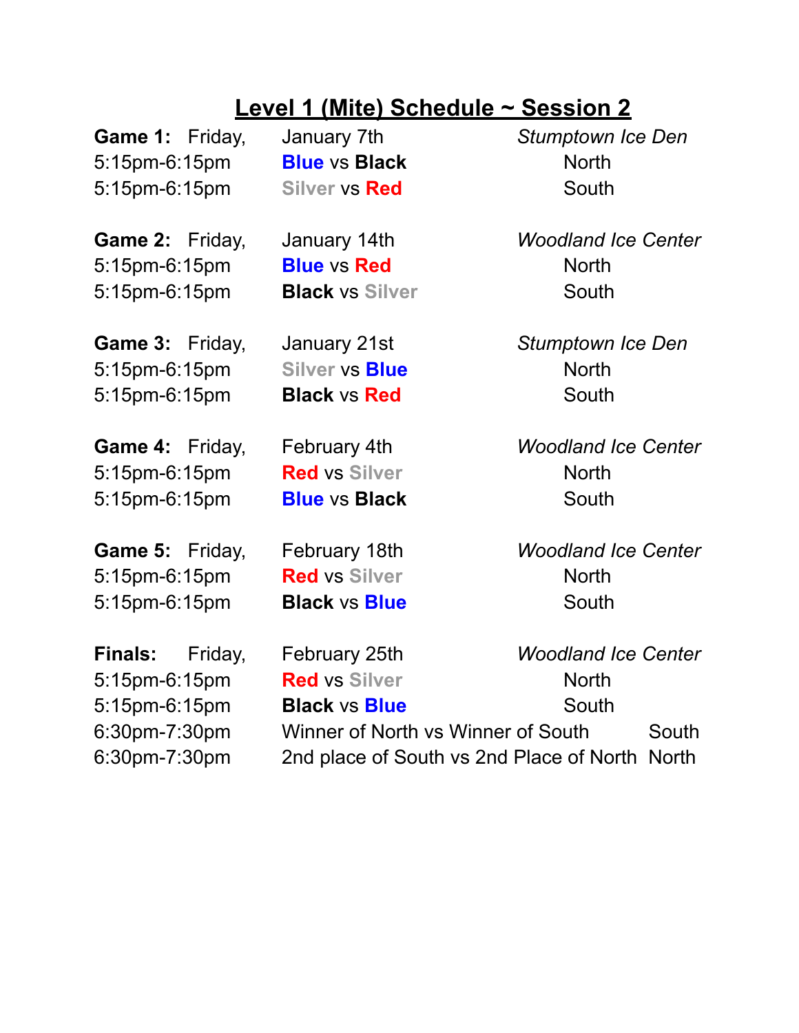# Level 1 (Mite) Schedule ~ Session 2

**Game 1:** Friday, January 7th — *Stumptown Ice Den*

| Time | Matchup | Rink |
|---|---|---|
| 5:15pm-6:15pm | **Blue** vs **Black** | North |
| 5:15pm-6:15pm | **Silver** vs **Red** | South |

**Game 2:** Friday, January 14th — *Woodland Ice Center*

| Time | Matchup | Rink |
|---|---|---|
| 5:15pm-6:15pm | **Blue** vs **Red** | North |
| 5:15pm-6:15pm | **Black** vs **Silver** | South |

**Game 3:** Friday, January 21st — *Stumptown Ice Den*

| Time | Matchup | Rink |
|---|---|---|
| 5:15pm-6:15pm | **Silver** vs **Blue** | North |
| 5:15pm-6:15pm | **Black** vs **Red** | South |

**Game 4:** Friday, February 4th — *Woodland Ice Center*

| Time | Matchup | Rink |
|---|---|---|
| 5:15pm-6:15pm | **Red** vs **Silver** | North |
| 5:15pm-6:15pm | **Blue** vs **Black** | South |

**Game 5:** Friday, February 18th — *Woodland Ice Center*

| Time | Matchup | Rink |
|---|---|---|
| 5:15pm-6:15pm | **Red** vs **Silver** | North |
| 5:15pm-6:15pm | **Black** vs **Blue** | South |

**Finals:** Friday, February 25th — *Woodland Ice Center*

| Time | Matchup | Rink |
|---|---|---|
| 5:15pm-6:15pm | **Red** vs **Silver** | North |
| 5:15pm-6:15pm | **Black** vs **Blue** | South |
| 6:30pm-7:30pm | Winner of North vs Winner of South | South |
| 6:30pm-7:30pm | 2nd place of South vs 2nd Place of North | North |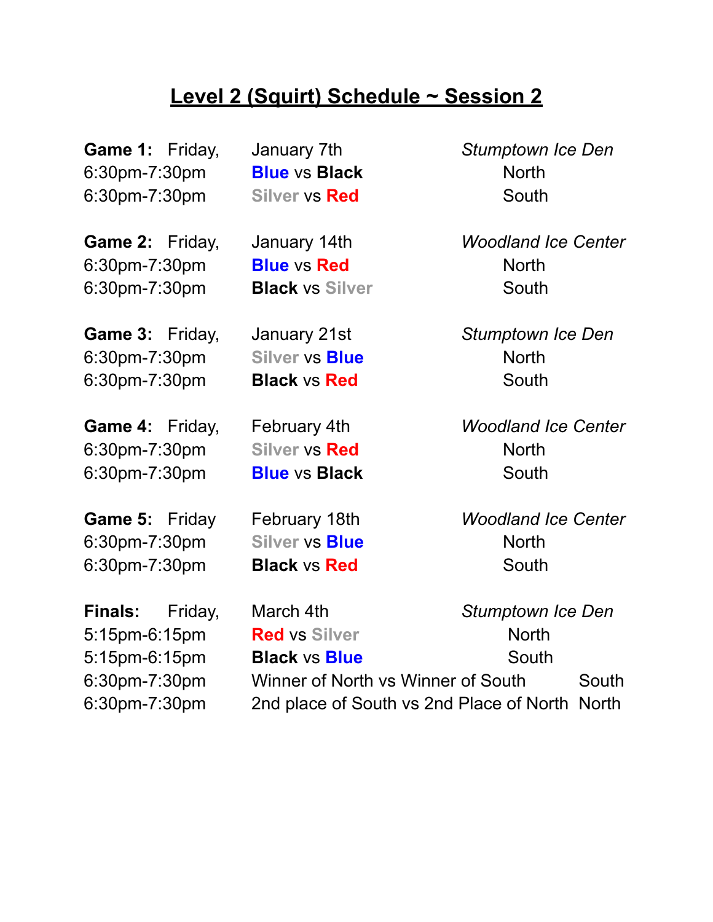# Level 2 (Squirt) Schedule ~ Session 2

**Game 1:** Friday, January 7th *Stumptown Ice Den*

6:30pm-7:30pm **Blue** vs **Black** North
6:30pm-7:30pm **Silver** vs **Red** South

**Game 2:** Friday, January 14th *Woodland Ice Center*

6:30pm-7:30pm **Blue** vs **Red** North
6:30pm-7:30pm **Black** vs **Silver** South

**Game 3:** Friday, January 21st *Stumptown Ice Den*

6:30pm-7:30pm **Silver** vs **Blue** North
6:30pm-7:30pm **Black** vs **Red** South

**Game 4:** Friday, February 4th *Woodland Ice Center*

6:30pm-7:30pm **Silver** vs **Red** North
6:30pm-7:30pm **Blue** vs **Black** South

**Game 5:** Friday February 18th *Woodland Ice Center*

6:30pm-7:30pm **Silver** vs **Blue** North
6:30pm-7:30pm **Black** vs **Red** South

**Finals:** Friday, March 4th *Stumptown Ice Den*

5:15pm-6:15pm **Red** vs **Silver** North
5:15pm-6:15pm **Black** vs **Blue** South
6:30pm-7:30pm Winner of North vs Winner of South South
6:30pm-7:30pm 2nd place of South vs 2nd Place of North North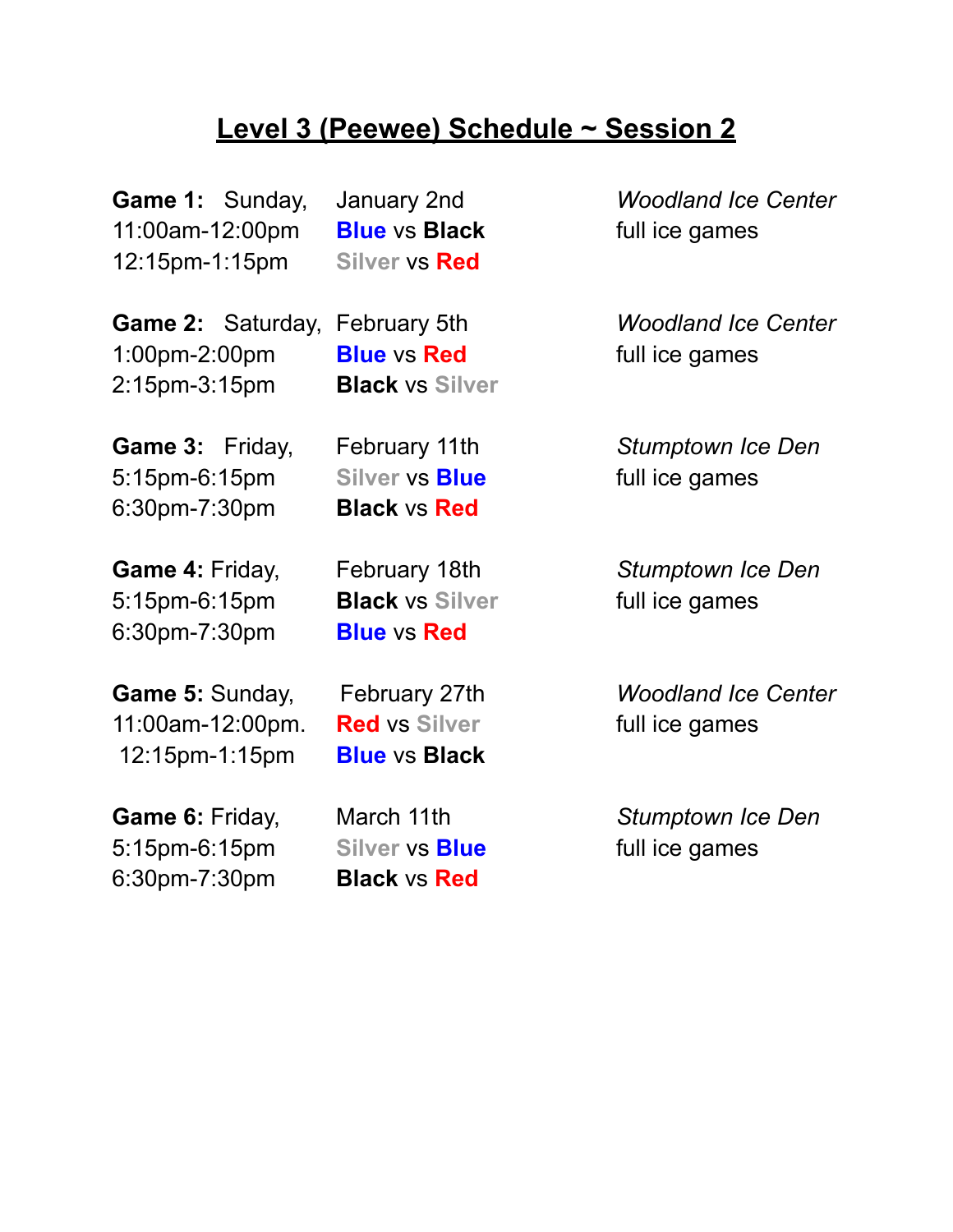# Level 3 (Peewee) Schedule ~ Session 2

**Game 1:** Sunday, January 2nd — *Woodland Ice Center*

11:00am-12:00pm **Blue** vs **Black** — full ice games

12:15pm-1:15pm **Silver** vs **Red**

**Game 2:** Saturday, February 5th — *Woodland Ice Center*

1:00pm-2:00pm **Blue** vs **Red** — full ice games

2:15pm-3:15pm **Black** vs **Silver**

**Game 3:** Friday, February 11th — *Stumptown Ice Den*

5:15pm-6:15pm **Silver** vs **Blue** — full ice games

6:30pm-7:30pm **Black** vs **Red**

**Game 4:** Friday, February 18th — *Stumptown Ice Den*

5:15pm-6:15pm **Black** vs **Silver** — full ice games

6:30pm-7:30pm **Blue** vs **Red**

**Game 5:** Sunday, February 27th — *Woodland Ice Center*

11:00am-12:00pm. **Red** vs **Silver** — full ice games

12:15pm-1:15pm **Blue** vs **Black**

**Game 6:** Friday, March 11th — *Stumptown Ice Den*

5:15pm-6:15pm **Silver** vs **Blue** — full ice games

6:30pm-7:30pm **Black** vs **Red**